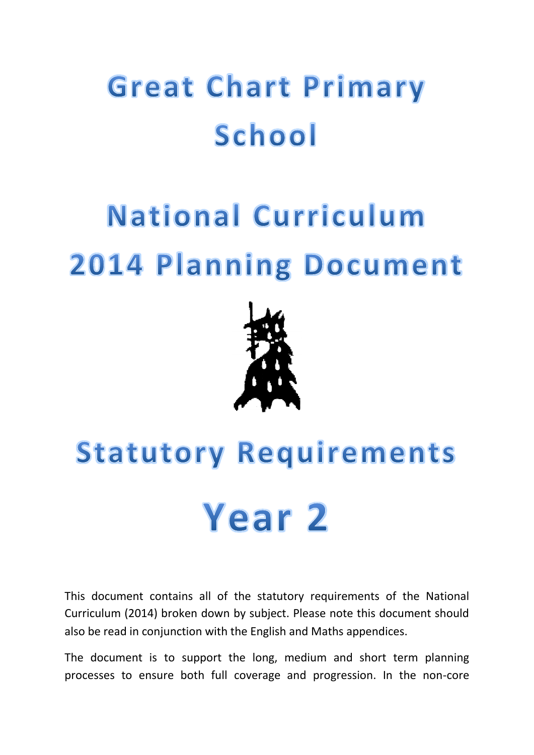# Great Chart Primary School

# National Curriculum 2014 Planning Document

# Statutory Requirements

# Year 2

This document contains all of the statutory requirements of the National Curriculum (2014) broken down by subject. Please note this document should also be read in conjunction with the English and Maths appendices.

The document is to support the long, medium and short term planning processes to ensure both full coverage and progression. In the non-core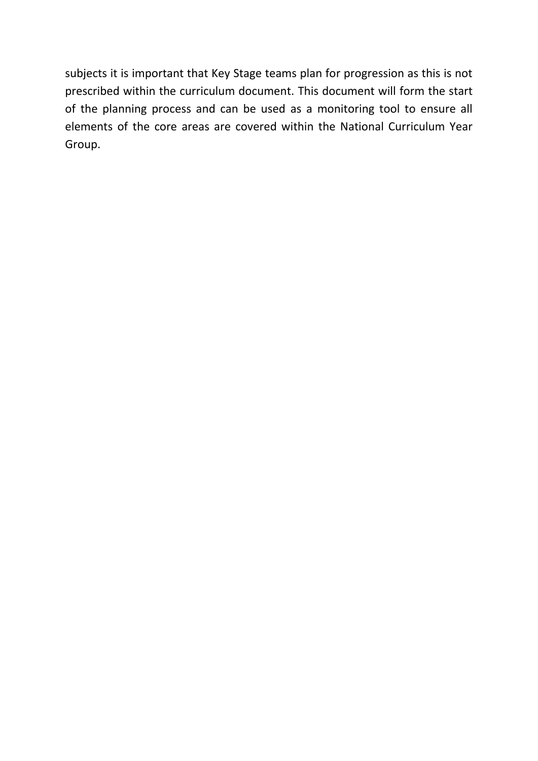subjects it is important that Key Stage teams plan for progression as this is not prescribed within the curriculum document. This document will form the start of the planning process and can be used as a monitoring tool to ensure all elements of the core areas are covered within the National Curriculum Year Group.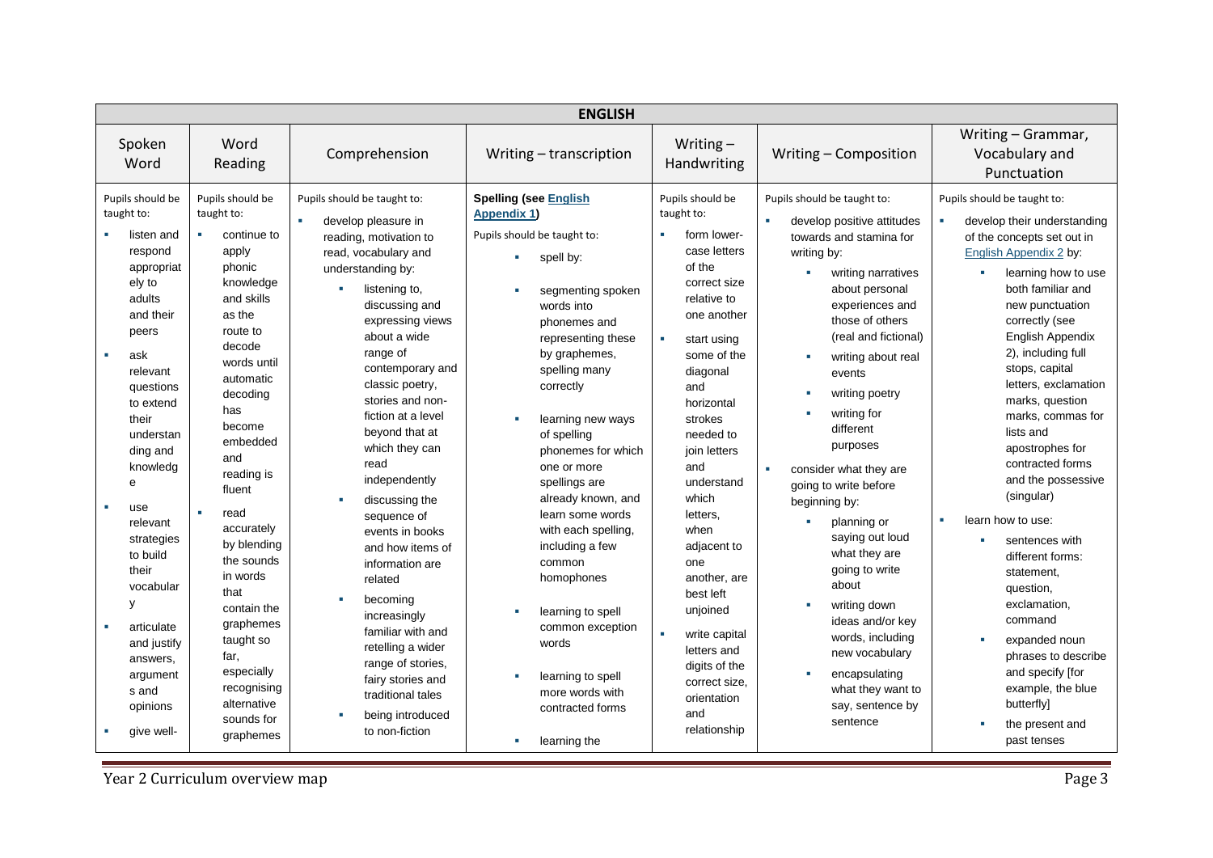| ENGLISH | | | | | | |
|---|---|---|---|---|---|---|
| Spoken Word | Word Reading | Comprehension | Writing – transcription | Writing – Handwriting | Writing – Composition | Writing – Grammar, Vocabulary and Punctuation |
| Pupils should be taught to:<br>▪ listen and respond appropriately to adults and their peers<br>▪ ask relevant questions to extend their understanding and knowledge<br>▪ use relevant strategies to build their vocabulary<br>▪ articulate and justify answers, arguments and opinions<br>▪ give well- | Pupils should be taught to:<br>▪ continue to apply phonic knowledge and skills as the route to decode words until automatic decoding has become embedded and reading is fluent<br>▪ read accurately by blending the sounds in words that contain the graphemes taught so far, especially recognising alternative sounds for graphemes | Pupils should be taught to:<br>▪ develop pleasure in reading, motivation to read, vocabulary and understanding by:<br>▪ listening to, discussing and expressing views about a wide range of contemporary and classic poetry, stories and non-fiction at a level beyond that at which they can read independently<br>▪ discussing the sequence of events in books and how items of information are related<br>▪ becoming increasingly familiar with and retelling a wider range of stories, fairy stories and traditional tales<br>▪ being introduced to non-fiction | **Spelling (see English Appendix 1)**<br>Pupils should be taught to:<br>▪ spell by:<br>▪ segmenting spoken words into phonemes and representing these by graphemes, spelling many correctly<br>▪ learning new ways of spelling phonemes for which one or more spellings are already known, and learn some words with each spelling, including a few common homophones<br>▪ learning to spell common exception words<br>▪ learning to spell more words with contracted forms<br>▪ learning the | Pupils should be taught to:<br>▪ form lower-case letters of the correct size relative to one another<br>▪ start using some of the diagonal and horizontal strokes needed to join letters and understand which letters, when adjacent to one another, are best left unjoined<br>▪ write capital letters and digits of the correct size, orientation and relationship | Pupils should be taught to:<br>▪ develop positive attitudes towards and stamina for writing by:<br>▪ writing narratives about personal experiences and those of others (real and fictional)<br>▪ writing about real events<br>▪ writing poetry<br>▪ writing for different purposes<br>▪ consider what they are going to write before beginning by:<br>▪ planning or saying out loud what they are going to write about<br>▪ writing down ideas and/or key words, including new vocabulary<br>▪ encapsulating what they want to say, sentence by sentence | Pupils should be taught to:<br>▪ develop their understanding of the concepts set out in English Appendix 2 by:<br>▪ learning how to use both familiar and new punctuation correctly (see English Appendix 2), including full stops, capital letters, exclamation marks, question marks, commas for lists and apostrophes for contracted forms and the possessive (singular)<br>▪ learn how to use:<br>▪ sentences with different forms: statement, question, exclamation, command<br>▪ expanded noun phrases to describe and specify [for example, the blue butterfly]<br>▪ the present and past tenses |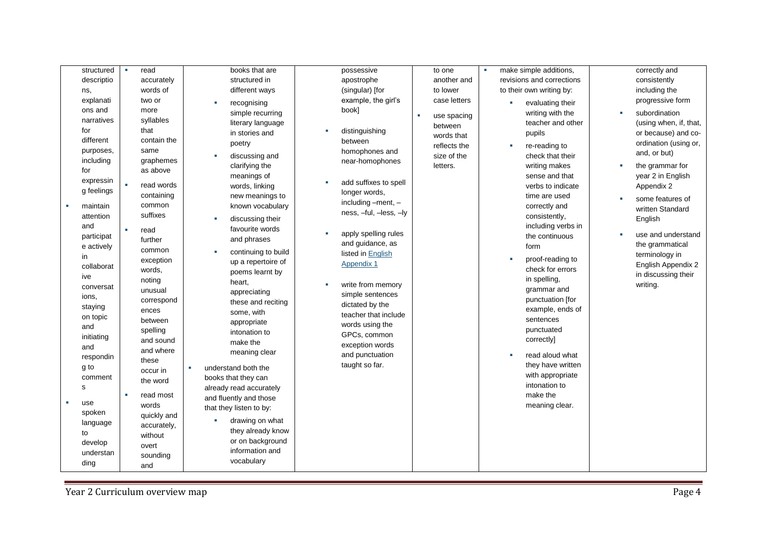| | | | | | | |
|---|---|---|---|---|---|---|
| structured descriptions, explanations and narratives for different purposes, including for expressing feelings<br>▪ maintain attention and participate actively in collaborative conversations, staying on topic and initiating and responding to comments<br>▪ use spoken language to develop understanding | ▪ read accurately words of two or more syllables that contain the same graphemes as above<br>▪ read words containing common suffixes<br>▪ read further common exception words, noting unusual correspondences between spelling and sound and where these occur in the word<br>▪ read most words quickly and accurately, without overt sounding and | books that are structured in different ways<br>▪ recognising simple recurring literary language in stories and poetry<br>▪ discussing and clarifying the meanings of words, linking new meanings to known vocabulary<br>▪ discussing their favourite words and phrases<br>▪ continuing to build up a repertoire of poems learnt by heart, appreciating these and reciting some, with appropriate intonation to make the meaning clear<br>▪ understand both the books that they can already read accurately and fluently and those that they listen to by:<br>▪ drawing on what they already know or on background information and vocabulary | possessive apostrophe (singular) [for example, the girl's book]<br>▪ distinguishing between homophones and near-homophones<br>▪ add suffixes to spell longer words, including –ment, –ness, –ful, –less, –ly<br>▪ apply spelling rules and guidance, as listed in English Appendix 1<br>▪ write from memory simple sentences dictated by the teacher that include words using the GPCs, common exception words and punctuation taught so far. | to one another and to lower case letters<br>▪ use spacing between words that reflects the size of the letters. | ▪ make simple additions, revisions and corrections to their own writing by:<br>▪ evaluating their writing with the teacher and other pupils<br>▪ re-reading to check that their writing makes sense and that verbs to indicate time are used correctly and consistently, including verbs in the continuous form<br>▪ proof-reading to check for errors in spelling, grammar and punctuation [for example, ends of sentences punctuated correctly]<br>▪ read aloud what they have written with appropriate intonation to make the meaning clear. | correctly and consistently including the progressive form<br>▪ subordination (using when, if, that, or because) and co-ordination (using or, and, or but)<br>▪ the grammar for year 2 in English Appendix 2<br>▪ some features of written Standard English<br>▪ use and understand the grammatical terminology in English Appendix 2 in discussing their writing. |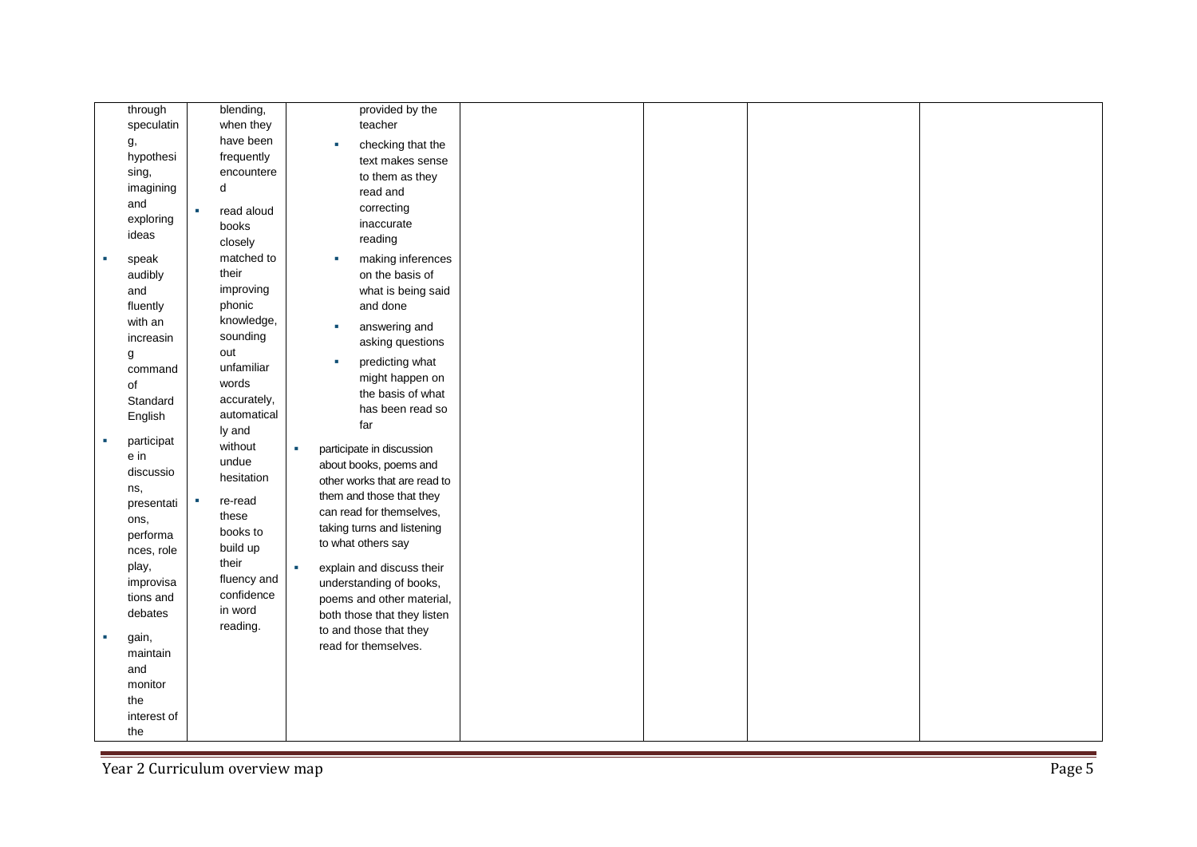| | | | | | | |
|---|---|---|---|---|---|---|
| through speculating, hypothesising, imagining and exploring ideas<br>▪ speak audibly and fluently with an increasing command of Standard English<br>▪ participate in discussions, presentations, performances, role play, improvisations and debates<br>▪ gain, maintain and monitor the interest of the | blending, when they have been frequently encountered<br>▪ read aloud books closely matched to their improving phonic knowledge, sounding out unfamiliar words accurately, automatically and without undue hesitation<br>▪ re-read these books to build up their fluency and confidence in word reading. | provided by the teacher<br>▪ checking that the text makes sense to them as they read and correcting inaccurate reading<br>▪ making inferences on the basis of what is being said and done<br>▪ answering and asking questions<br>▪ predicting what might happen on the basis of what has been read so far<br>▪ participate in discussion about books, poems and other works that are read to them and those that they can read for themselves, taking turns and listening to what others say<br>▪ explain and discuss their understanding of books, poems and other material, both those that they listen to and those that they read for themselves. | | | | |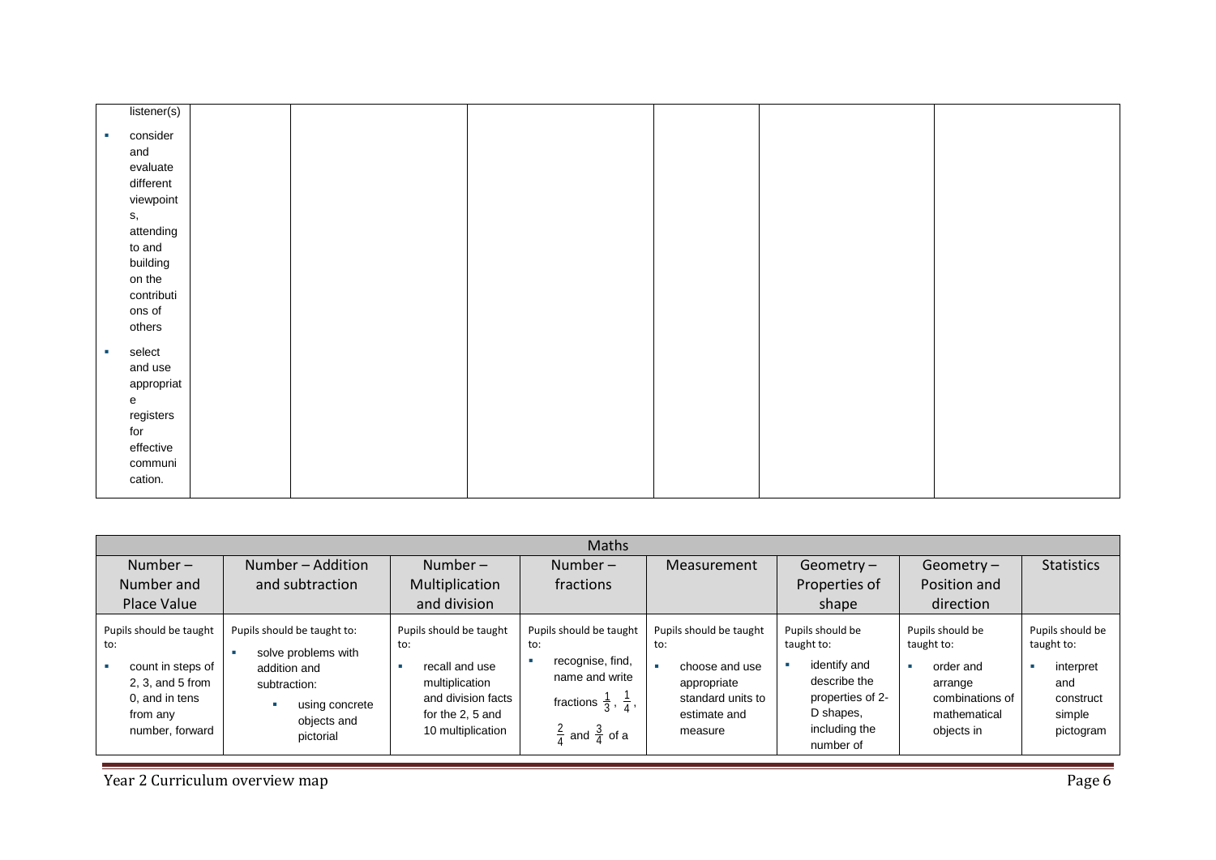| listener(s)<br>▪ consider and evaluate different viewpoints, attending to and building on the contributions of others<br>▪ select and use appropriate registers for effective communication. | | | | | | |
|---|---|---|---|---|---|---|

| Maths | | | | | | | |
|---|---|---|---|---|---|---|---|
| Number – Number and Place Value | Number – Addition and subtraction | Number – Multiplication and division | Number – fractions | Measurement | Geometry – Properties of shape | Geometry – Position and direction | Statistics |
| Pupils should be taught to:<br>▪ count in steps of 2, 3, and 5 from 0, and in tens from any number, forward | Pupils should be taught to:<br>▪ solve problems with addition and subtraction:<br>▪ using concrete objects and pictorial | Pupils should be taught to:<br>▪ recall and use multiplication and division facts for the 2, 5 and 10 multiplication | Pupils should be taught to:<br>▪ recognise, find, name and write fractions $\frac{1}{3}$, $\frac{1}{4}$, $\frac{2}{4}$ and $\frac{3}{4}$ of a | Pupils should be taught to:<br>▪ choose and use appropriate standard units to estimate and measure | Pupils should be taught to:<br>▪ identify and describe the properties of 2-D shapes, including the number of | Pupils should be taught to:<br>▪ order and arrange combinations of mathematical objects in | Pupils should be taught to:<br>▪ interpret and construct simple pictogram |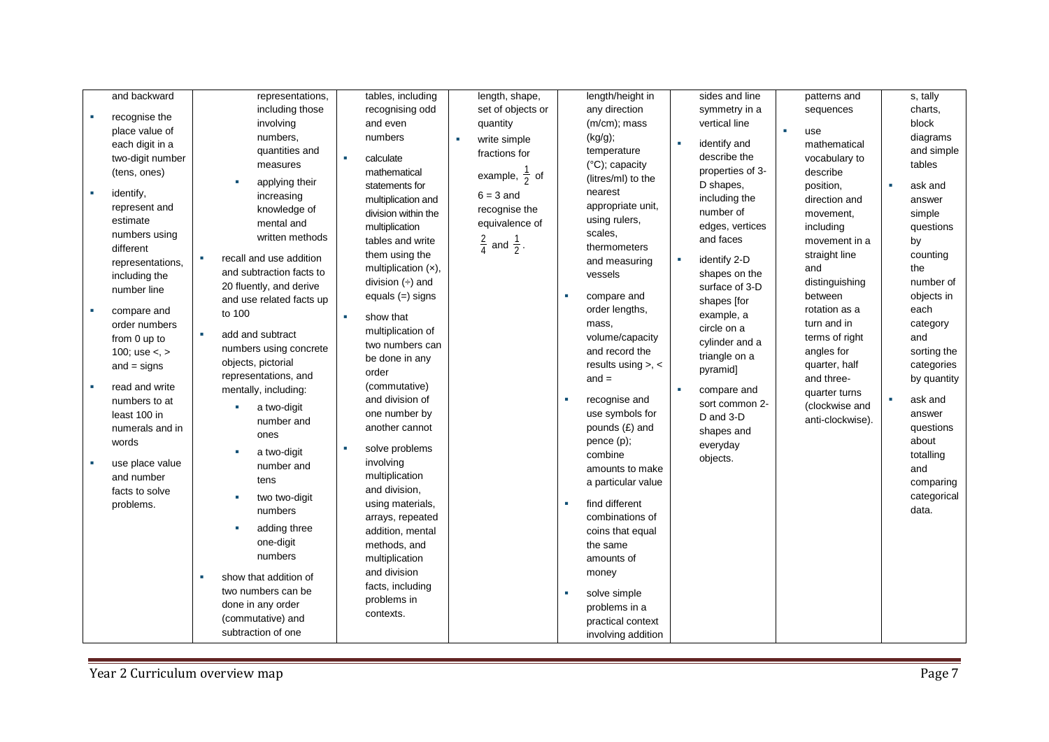| | | | | | | | |
|---|---|---|---|---|---|---|---|
| and backward<br>▪ recognise the place value of each digit in a two-digit number (tens, ones)<br>▪ identify, represent and estimate numbers using different representations, including the number line<br>▪ compare and order numbers from 0 up to 100; use <, > and = signs<br>▪ read and write numbers to at least 100 in numerals and in words<br>▪ use place value and number facts to solve problems. | representations, including those involving numbers, quantities and measures<br>▪ applying their increasing knowledge of mental and written methods<br>▪ recall and use addition and subtraction facts to 20 fluently, and derive and use related facts up to 100<br>▪ add and subtract numbers using concrete objects, pictorial representations, and mentally, including:<br>▪ a two-digit number and ones<br>▪ a two-digit number and tens<br>▪ two two-digit numbers<br>▪ adding three one-digit numbers<br>▪ show that addition of two numbers can be done in any order (commutative) and subtraction of one | tables, including recognising odd and even numbers<br>▪ calculate mathematical statements for multiplication and division within the multiplication tables and write them using the multiplication (×), division (÷) and equals (=) signs<br>▪ show that multiplication of two numbers can be done in any order (commutative) and division of one number by another cannot<br>▪ solve problems involving multiplication and division, using materials, arrays, repeated addition, mental methods, and multiplication and division facts, including problems in contexts. | length, shape, set of objects or quantity<br>▪ write simple fractions for example, $\frac{1}{2}$ of $6 = 3$ and recognise the equivalence of $\frac{2}{4}$ and $\frac{1}{2}$. | length/height in any direction (m/cm); mass (kg/g); temperature (°C); capacity (litres/ml) to the nearest appropriate unit, using rulers, scales, thermometers and measuring vessels<br>▪ compare and order lengths, mass, volume/capacity and record the results using >, < and =<br>▪ recognise and use symbols for pounds (£) and pence (p); combine amounts to make a particular value<br>▪ find different combinations of coins that equal the same amounts of money<br>▪ solve simple problems in a practical context involving addition | sides and line symmetry in a vertical line<br>▪ identify and describe the properties of 3-D shapes, including the number of edges, vertices and faces<br>▪ identify 2-D shapes on the surface of 3-D shapes [for example, a circle on a cylinder and a triangle on a pyramid]<br>▪ compare and sort common 2-D and 3-D shapes and everyday objects. | patterns and sequences<br>▪ use mathematical vocabulary to describe position, direction and movement, including movement in a straight line and distinguishing between rotation as a turn and in terms of right angles for quarter, half and three-quarter turns (clockwise and anti-clockwise). | s, tally charts, block diagrams and simple tables<br>▪ ask and answer simple questions by counting the number of objects in each category and sorting the categories by quantity<br>▪ ask and answer questions about totalling and comparing categorical data. |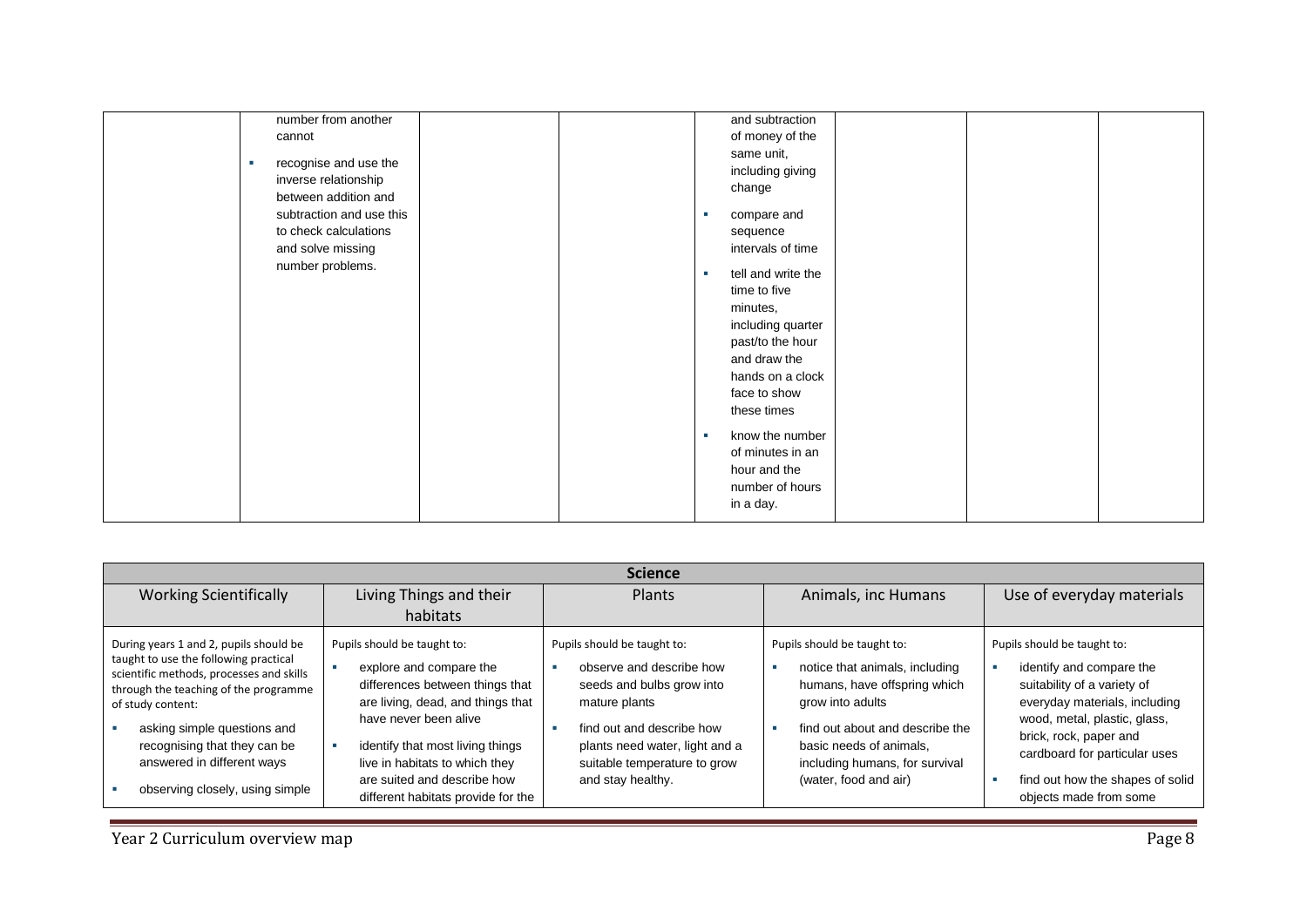| | | | | | | | |
|---|---|---|---|---|---|---|---|
| | number from another cannot<br>▪ recognise and use the inverse relationship between addition and subtraction and use this to check calculations and solve missing number problems. | | | and subtraction of money of the same unit, including giving change<br>▪ compare and sequence intervals of time<br>▪ tell and write the time to five minutes, including quarter past/to the hour and draw the hands on a clock face to show these times<br>▪ know the number of minutes in an hour and the number of hours in a day. | | | |

| Science | | | | |
|---|---|---|---|---|
| Working Scientifically | Living Things and their habitats | Plants | Animals, inc Humans | Use of everyday materials |
| During years 1 and 2, pupils should be taught to use the following practical scientific methods, processes and skills through the teaching of the programme of study content:<br>▪ asking simple questions and recognising that they can be answered in different ways<br>▪ observing closely, using simple | Pupils should be taught to:<br>▪ explore and compare the differences between things that are living, dead, and things that have never been alive<br>▪ identify that most living things live in habitats to which they are suited and describe how different habitats provide for the | Pupils should be taught to:<br>▪ observe and describe how seeds and bulbs grow into mature plants<br>▪ find out and describe how plants need water, light and a suitable temperature to grow and stay healthy. | Pupils should be taught to:<br>▪ notice that animals, including humans, have offspring which grow into adults<br>▪ find out about and describe the basic needs of animals, including humans, for survival (water, food and air) | Pupils should be taught to:<br>▪ identify and compare the suitability of a variety of everyday materials, including wood, metal, plastic, glass, brick, rock, paper and cardboard for particular uses<br>▪ find out how the shapes of solid objects made from some |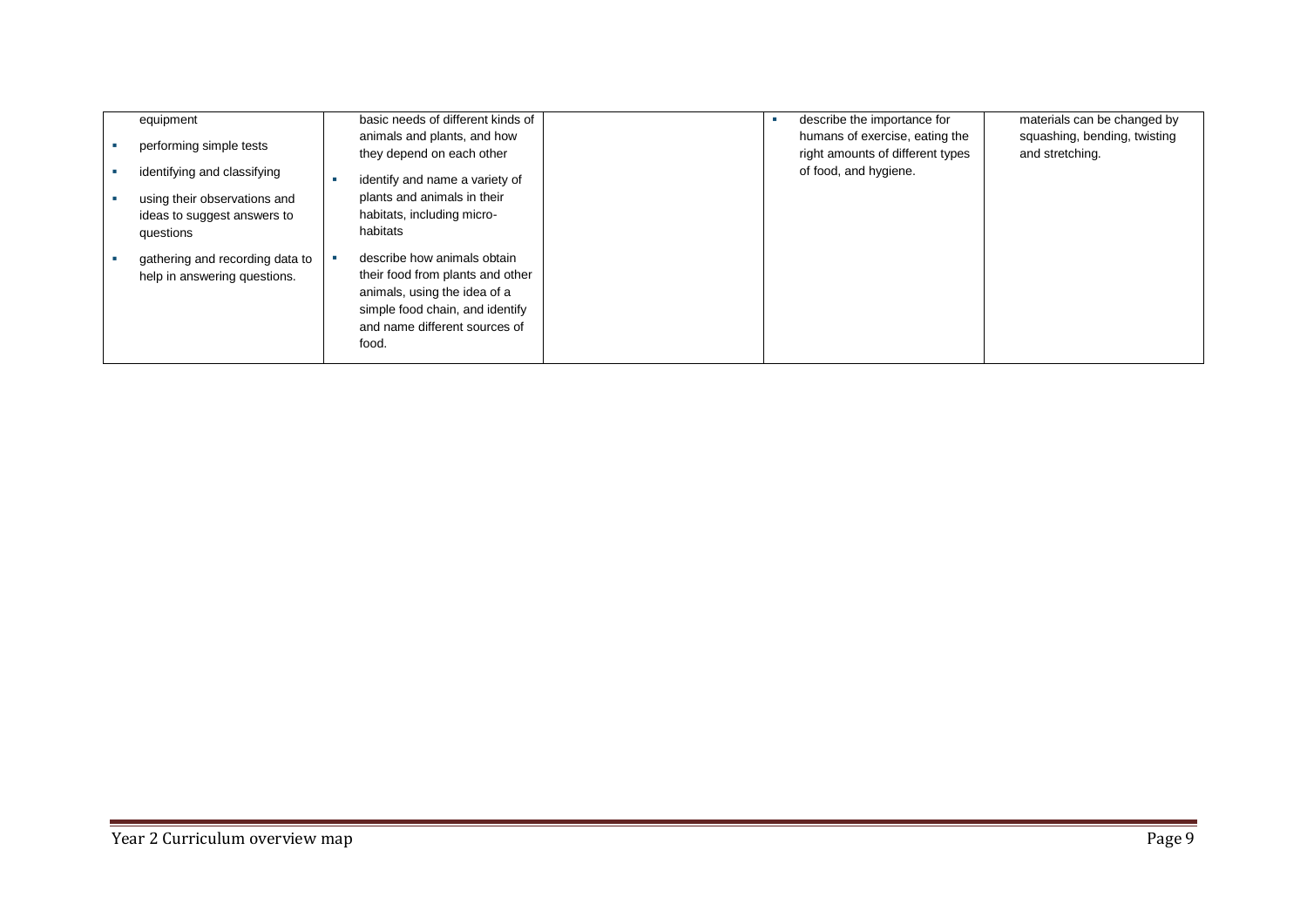| | | | | |
|---|---|---|---|---|
| equipment<br>▪ performing simple tests<br>▪ identifying and classifying<br>▪ using their observations and ideas to suggest answers to questions<br>▪ gathering and recording data to help in answering questions. | basic needs of different kinds of animals and plants, and how they depend on each other<br>▪ identify and name a variety of plants and animals in their habitats, including micro-habitats<br>▪ describe how animals obtain their food from plants and other animals, using the idea of a simple food chain, and identify and name different sources of food. | | ▪ describe the importance for humans of exercise, eating the right amounts of different types of food, and hygiene. | materials can be changed by squashing, bending, twisting and stretching. |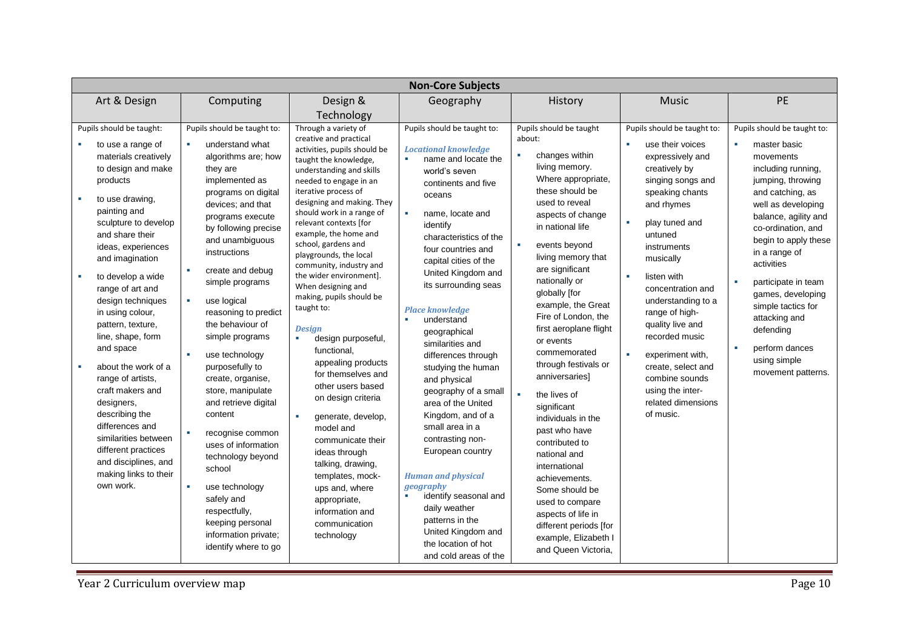| Non-Core Subjects | | | | | | |
|---|---|---|---|---|---|---|
| Art & Design | Computing | Design & Technology | Geography | History | Music | PE |
| Pupils should be taught:<br>▪ to use a range of materials creatively to design and make products<br>▪ to use drawing, painting and sculpture to develop and share their ideas, experiences and imagination<br>▪ to develop a wide range of art and design techniques in using colour, pattern, texture, line, shape, form and space<br>▪ about the work of a range of artists, craft makers and designers, describing the differences and similarities between different practices and disciplines, and making links to their own work. | Pupils should be taught to:<br>▪ understand what algorithms are; how they are implemented as programs on digital devices; and that programs execute by following precise and unambiguous instructions<br>▪ create and debug simple programs<br>▪ use logical reasoning to predict the behaviour of simple programs<br>▪ use technology purposefully to create, organise, store, manipulate and retrieve digital content<br>▪ recognise common uses of information technology beyond school<br>▪ use technology safely and respectfully, keeping personal information private; identify where to go | Through a variety of creative and practical activities, pupils should be taught the knowledge, understanding and skills needed to engage in an iterative process of designing and making. They should work in a range of relevant contexts [for example, the home and school, gardens and playgrounds, the local community, industry and the wider environment].<br>When designing and making, pupils should be taught to:<br>***Design***<br>▪ design purposeful, functional, appealing products for themselves and other users based on design criteria<br>▪ generate, develop, model and communicate their ideas through talking, drawing, templates, mock-ups and, where appropriate, information and communication technology | Pupils should be taught to:<br>***Locational knowledge***<br>▪ name and locate the world's seven continents and five oceans<br>▪ name, locate and identify characteristics of the four countries and capital cities of the United Kingdom and its surrounding seas<br>***Place knowledge***<br>▪ understand geographical similarities and differences through studying the human and physical geography of a small area of the United Kingdom, and of a small area in a contrasting non-European country<br>***Human and physical geography***<br>▪ identify seasonal and daily weather patterns in the United Kingdom and the location of hot and cold areas of the | Pupils should be taught about:<br>▪ changes within living memory. Where appropriate, these should be used to reveal aspects of change in national life<br>▪ events beyond living memory that are significant nationally or globally [for example, the Great Fire of London, the first aeroplane flight or events commemorated through festivals or anniversaries]<br>▪ the lives of significant individuals in the past who have contributed to national and international achievements. Some should be used to compare aspects of life in different periods [for example, Elizabeth I and Queen Victoria, | Pupils should be taught to:<br>▪ use their voices expressively and creatively by singing songs and speaking chants and rhymes<br>▪ play tuned and untuned instruments musically<br>▪ listen with concentration and understanding to a range of high-quality live and recorded music<br>▪ experiment with, create, select and combine sounds using the inter-related dimensions of music. | Pupils should be taught to:<br>▪ master basic movements including running, jumping, throwing and catching, as well as developing balance, agility and co-ordination, and begin to apply these in a range of activities<br>▪ participate in team games, developing simple tactics for attacking and defending<br>▪ perform dances using simple movement patterns. |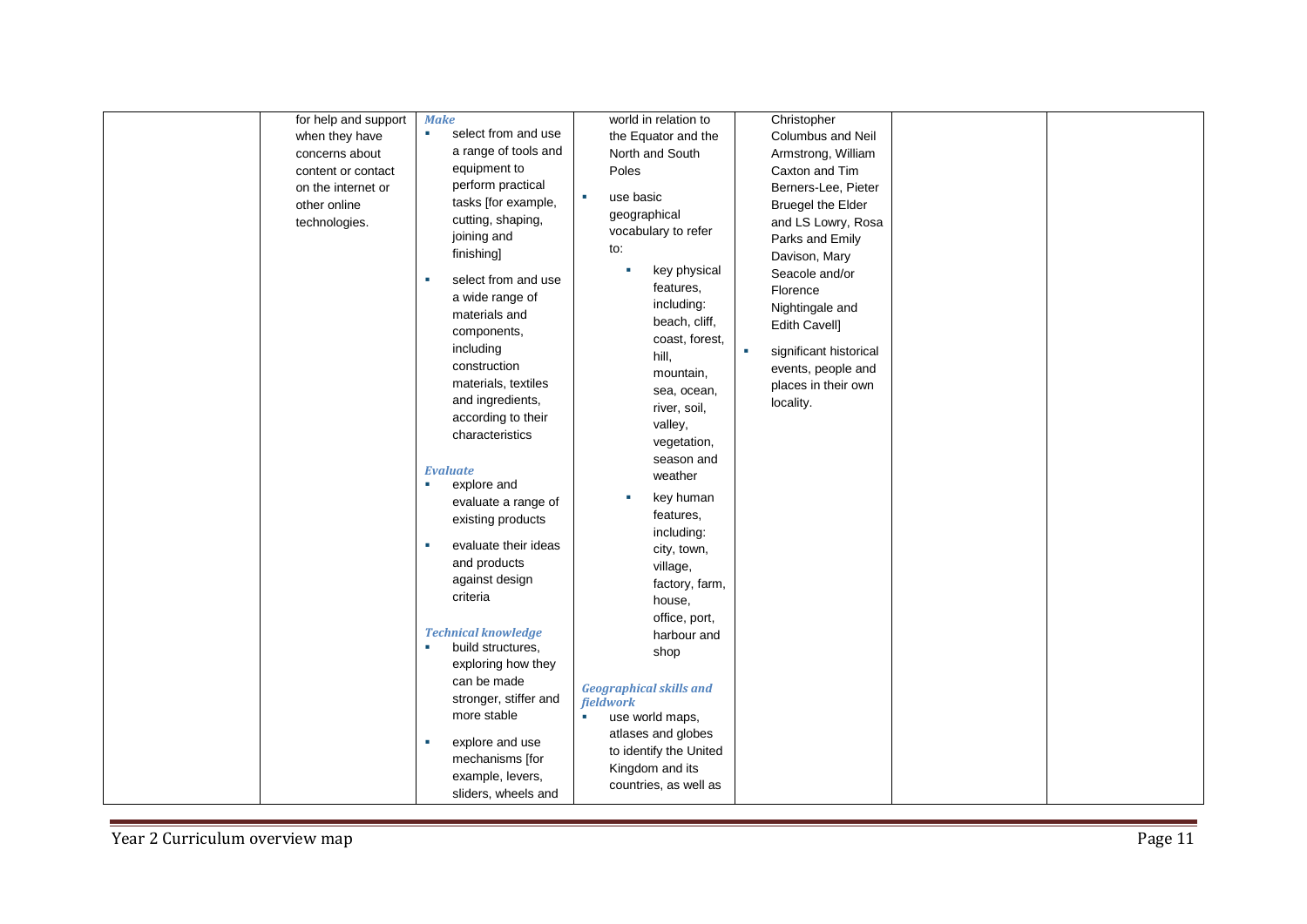| | | | | | | |
|---|---|---|---|---|---|---|
| | for help and support when they have concerns about content or contact on the internet or other online technologies. | ***Make*** <br>▪ select from and use a range of tools and equipment to perform practical tasks [for example, cutting, shaping, joining and finishing] <br>▪ select from and use a wide range of materials and components, including construction materials, textiles and ingredients, according to their characteristics <br><br>***Evaluate*** <br>▪ explore and evaluate a range of existing products <br>▪ evaluate their ideas and products against design criteria <br><br>***Technical knowledge*** <br>▪ build structures, exploring how they can be made stronger, stiffer and more stable <br>▪ explore and use mechanisms [for example, levers, sliders, wheels and | world in relation to the Equator and the North and South Poles <br>▪ use basic geographical vocabulary to refer to: <br>&nbsp;&nbsp;▪ key physical features, including: beach, cliff, coast, forest, hill, mountain, sea, ocean, river, soil, valley, vegetation, season and weather <br>&nbsp;&nbsp;▪ key human features, including: city, town, village, factory, farm, house, office, port, harbour and shop <br><br>***Geographical skills and fieldwork*** <br>▪ use world maps, atlases and globes to identify the United Kingdom and its countries, as well as | Christopher Columbus and Neil Armstrong, William Caxton and Tim Berners-Lee, Pieter Bruegel the Elder and LS Lowry, Rosa Parks and Emily Davison, Mary Seacole and/or Florence Nightingale and Edith Cavell] <br>▪ significant historical events, people and places in their own locality. | | |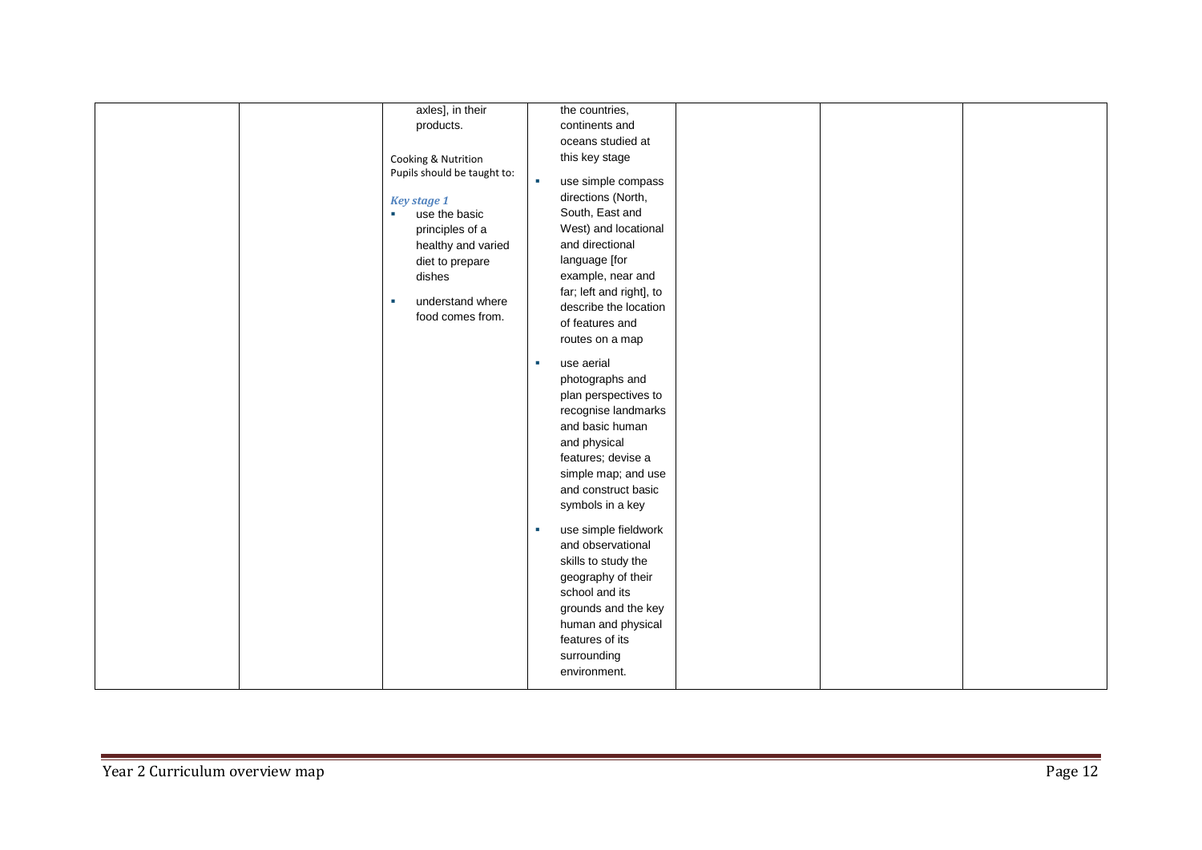| | | | | | | |
|---|---|---|---|---|---|---|
| | | axles], in their products.<br><br>Cooking & Nutrition<br>Pupils should be taught to:<br><br>***Key stage 1***<br>▪ use the basic principles of a healthy and varied diet to prepare dishes<br>▪ understand where food comes from. | the countries, continents and oceans studied at this key stage<br>▪ use simple compass directions (North, South, East and West) and locational and directional language [for example, near and far; left and right], to describe the location of features and routes on a map<br>▪ use aerial photographs and plan perspectives to recognise landmarks and basic human and physical features; devise a simple map; and use and construct basic symbols in a key<br>▪ use simple fieldwork and observational skills to study the geography of their school and its grounds and the key human and physical features of its surrounding environment. | | | |